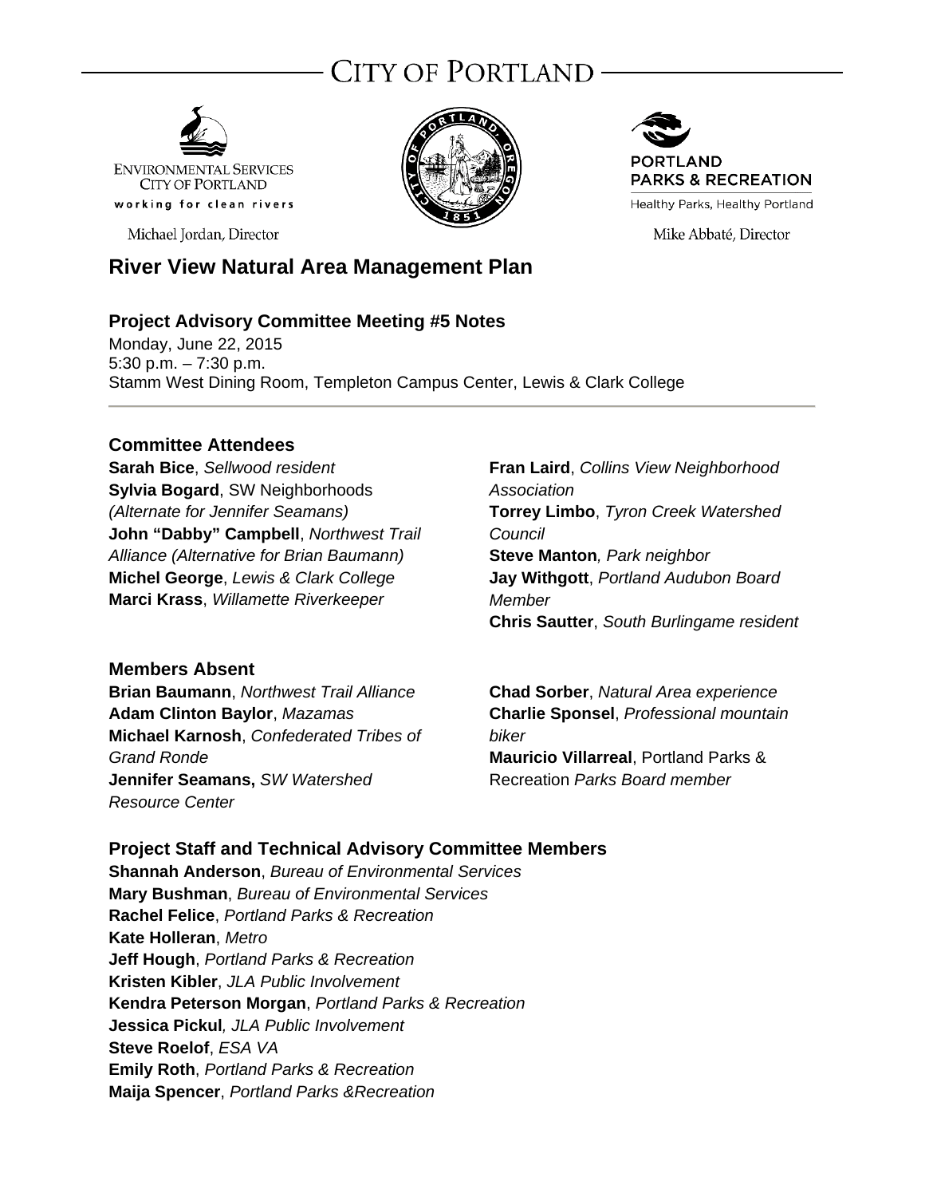# CITY OF PORTLAND

ENVIRONMENTAL SERVICES
CITY OF PORTLAND
working for clean rivers

Michael Jordan, Director

PORTLAND
PARKS & RECREATION
Healthy Parks, Healthy Portland

Mike Abbaté, Director

## River View Natural Area Management Plan

### Project Advisory Committee Meeting #5 Notes

Monday, June 22, 2015
5:30 p.m. – 7:30 p.m.
Stamm West Dining Room, Templeton Campus Center, Lewis & Clark College

### Committee Attendees

**Sarah Bice**, *Sellwood resident*
**Sylvia Bogard**, SW Neighborhoods *(Alternate for Jennifer Seamans)*
**John "Dabby" Campbell**, *Northwest Trail Alliance (Alternative for Brian Baumann)*
**Michel George**, *Lewis & Clark College*
**Marci Krass**, *Willamette Riverkeeper*
**Fran Laird**, *Collins View Neighborhood Association*
**Torrey Limbo**, *Tyron Creek Watershed Council*
**Steve Manton***, Park neighbor*
**Jay Withgott**, *Portland Audubon Board Member*
**Chris Sautter**, *South Burlingame resident*

### Members Absent

**Brian Baumann**, *Northwest Trail Alliance*
**Adam Clinton Baylor**, *Mazamas*
**Michael Karnosh**, *Confederated Tribes of Grand Ronde*
**Jennifer Seamans,** *SW Watershed Resource Center*
**Chad Sorber**, *Natural Area experience*
**Charlie Sponsel**, *Professional mountain biker*
**Mauricio Villarreal**, Portland Parks & Recreation *Parks Board member*

### Project Staff and Technical Advisory Committee Members

**Shannah Anderson**, *Bureau of Environmental Services*
**Mary Bushman**, *Bureau of Environmental Services*
**Rachel Felice**, *Portland Parks & Recreation*
**Kate Holleran**, *Metro*
**Jeff Hough**, *Portland Parks & Recreation*
**Kristen Kibler**, *JLA Public Involvement*
**Kendra Peterson Morgan**, *Portland Parks & Recreation*
**Jessica Pickul***, JLA Public Involvement*
**Steve Roelof**, *ESA VA*
**Emily Roth**, *Portland Parks & Recreation*
**Maija Spencer**, *Portland Parks &Recreation*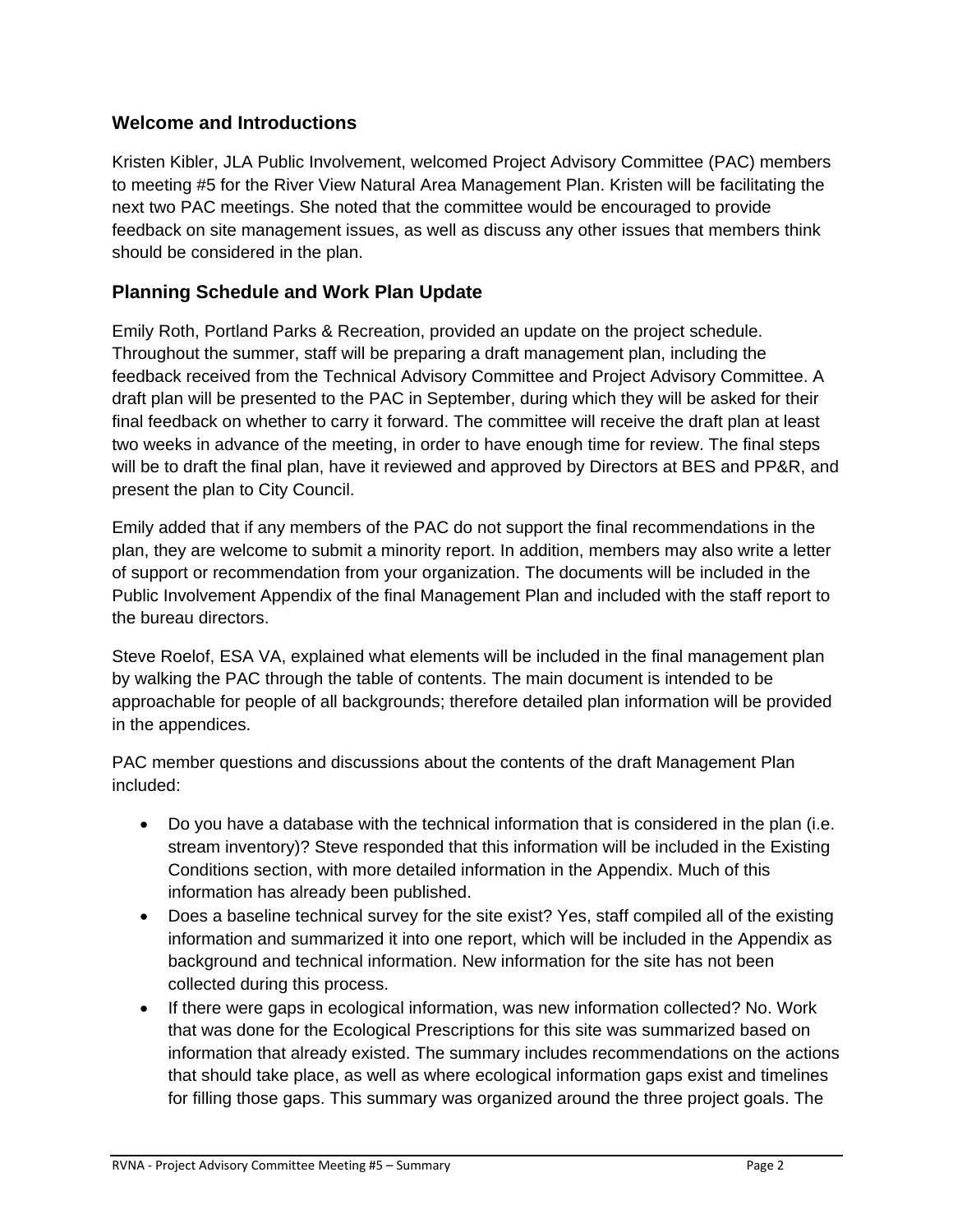## Welcome and Introductions

Kristen Kibler, JLA Public Involvement, welcomed Project Advisory Committee (PAC) members to meeting #5 for the River View Natural Area Management Plan. Kristen will be facilitating the next two PAC meetings. She noted that the committee would be encouraged to provide feedback on site management issues, as well as discuss any other issues that members think should be considered in the plan.

## Planning Schedule and Work Plan Update

Emily Roth, Portland Parks & Recreation, provided an update on the project schedule. Throughout the summer, staff will be preparing a draft management plan, including the feedback received from the Technical Advisory Committee and Project Advisory Committee. A draft plan will be presented to the PAC in September, during which they will be asked for their final feedback on whether to carry it forward. The committee will receive the draft plan at least two weeks in advance of the meeting, in order to have enough time for review. The final steps will be to draft the final plan, have it reviewed and approved by Directors at BES and PP&R, and present the plan to City Council.

Emily added that if any members of the PAC do not support the final recommendations in the plan, they are welcome to submit a minority report. In addition, members may also write a letter of support or recommendation from your organization. The documents will be included in the Public Involvement Appendix of the final Management Plan and included with the staff report to the bureau directors.

Steve Roelof, ESA VA, explained what elements will be included in the final management plan by walking the PAC through the table of contents. The main document is intended to be approachable for people of all backgrounds; therefore detailed plan information will be provided in the appendices.

PAC member questions and discussions about the contents of the draft Management Plan included:

- Do you have a database with the technical information that is considered in the plan (i.e. stream inventory)? Steve responded that this information will be included in the Existing Conditions section, with more detailed information in the Appendix. Much of this information has already been published.
- Does a baseline technical survey for the site exist? Yes, staff compiled all of the existing information and summarized it into one report, which will be included in the Appendix as background and technical information. New information for the site has not been collected during this process.
- If there were gaps in ecological information, was new information collected? No. Work that was done for the Ecological Prescriptions for this site was summarized based on information that already existed. The summary includes recommendations on the actions that should take place, as well as where ecological information gaps exist and timelines for filling those gaps. This summary was organized around the three project goals. The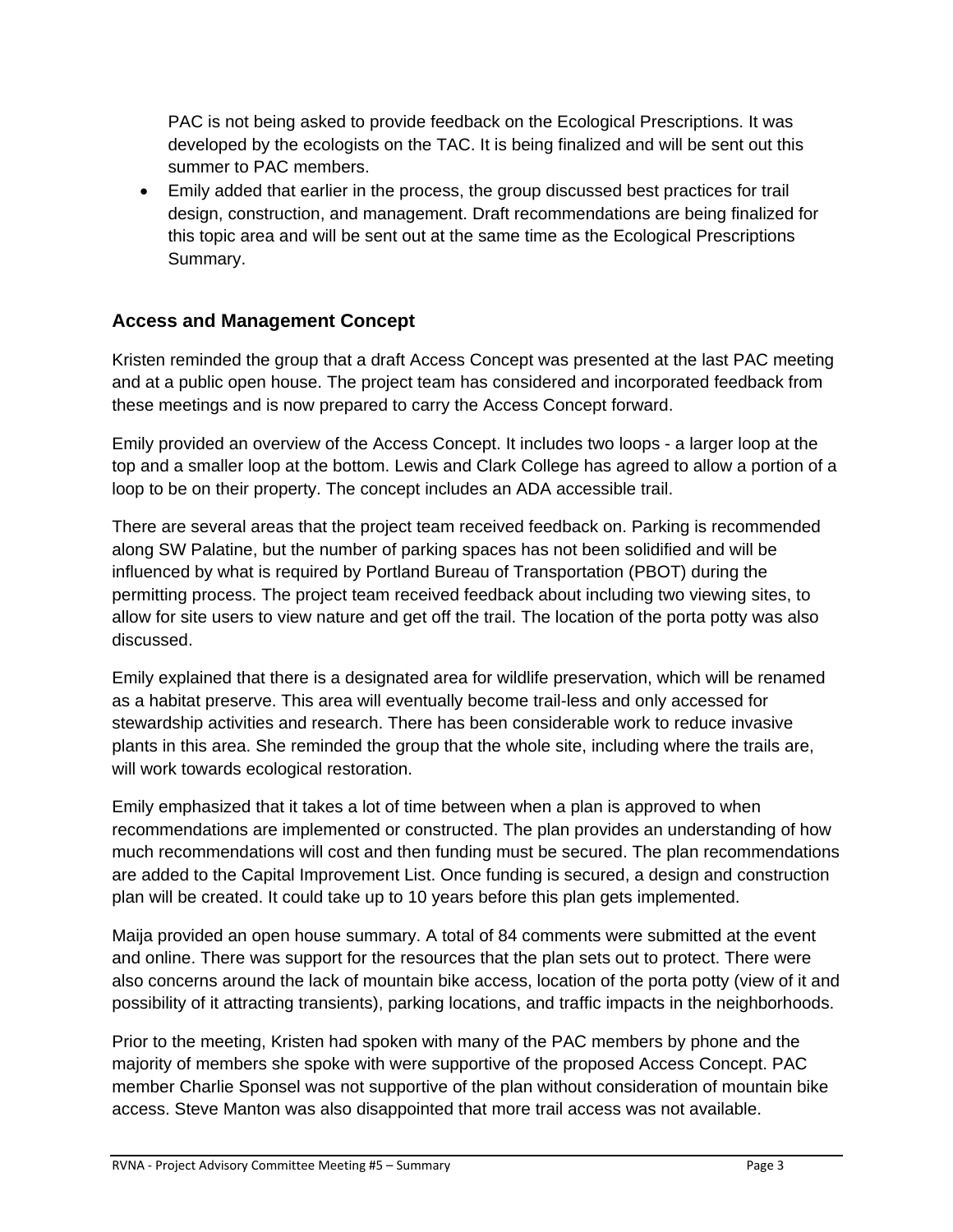PAC is not being asked to provide feedback on the Ecological Prescriptions. It was developed by the ecologists on the TAC. It is being finalized and will be sent out this summer to PAC members.

- Emily added that earlier in the process, the group discussed best practices for trail design, construction, and management. Draft recommendations are being finalized for this topic area and will be sent out at the same time as the Ecological Prescriptions Summary.

### Access and Management Concept

Kristen reminded the group that a draft Access Concept was presented at the last PAC meeting and at a public open house. The project team has considered and incorporated feedback from these meetings and is now prepared to carry the Access Concept forward.

Emily provided an overview of the Access Concept. It includes two loops - a larger loop at the top and a smaller loop at the bottom. Lewis and Clark College has agreed to allow a portion of a loop to be on their property. The concept includes an ADA accessible trail.

There are several areas that the project team received feedback on. Parking is recommended along SW Palatine, but the number of parking spaces has not been solidified and will be influenced by what is required by Portland Bureau of Transportation (PBOT) during the permitting process. The project team received feedback about including two viewing sites, to allow for site users to view nature and get off the trail. The location of the porta potty was also discussed.

Emily explained that there is a designated area for wildlife preservation, which will be renamed as a habitat preserve. This area will eventually become trail-less and only accessed for stewardship activities and research. There has been considerable work to reduce invasive plants in this area. She reminded the group that the whole site, including where the trails are, will work towards ecological restoration.

Emily emphasized that it takes a lot of time between when a plan is approved to when recommendations are implemented or constructed. The plan provides an understanding of how much recommendations will cost and then funding must be secured. The plan recommendations are added to the Capital Improvement List. Once funding is secured, a design and construction plan will be created. It could take up to 10 years before this plan gets implemented.

Maija provided an open house summary. A total of 84 comments were submitted at the event and online. There was support for the resources that the plan sets out to protect. There were also concerns around the lack of mountain bike access, location of the porta potty (view of it and possibility of it attracting transients), parking locations, and traffic impacts in the neighborhoods.

Prior to the meeting, Kristen had spoken with many of the PAC members by phone and the majority of members she spoke with were supportive of the proposed Access Concept. PAC member Charlie Sponsel was not supportive of the plan without consideration of mountain bike access. Steve Manton was also disappointed that more trail access was not available.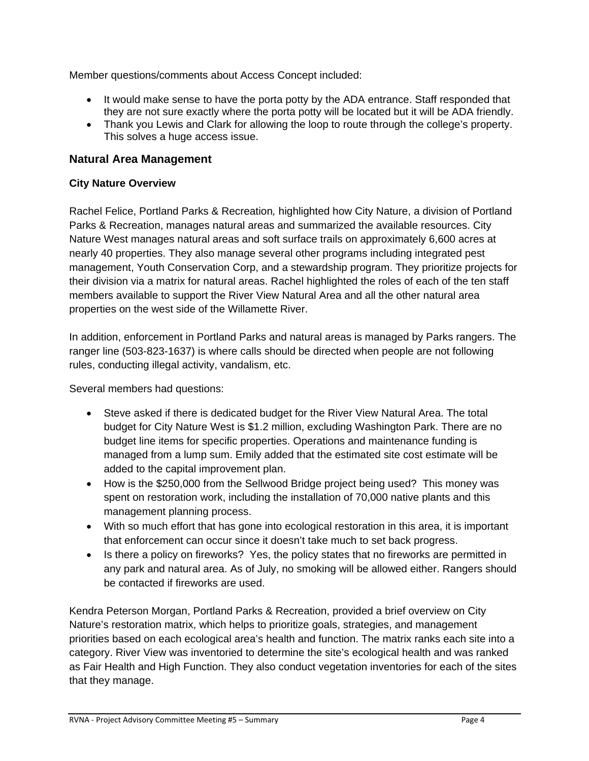Member questions/comments about Access Concept included:

- It would make sense to have the porta potty by the ADA entrance. Staff responded that they are not sure exactly where the porta potty will be located but it will be ADA friendly.
- Thank you Lewis and Clark for allowing the loop to route through the college's property. This solves a huge access issue.

## Natural Area Management

### City Nature Overview

Rachel Felice, Portland Parks & Recreation*,* highlighted how City Nature, a division of Portland Parks & Recreation, manages natural areas and summarized the available resources. City Nature West manages natural areas and soft surface trails on approximately 6,600 acres at nearly 40 properties. They also manage several other programs including integrated pest management, Youth Conservation Corp, and a stewardship program. They prioritize projects for their division via a matrix for natural areas. Rachel highlighted the roles of each of the ten staff members available to support the River View Natural Area and all the other natural area properties on the west side of the Willamette River.

In addition, enforcement in Portland Parks and natural areas is managed by Parks rangers. The ranger line (503-823-1637) is where calls should be directed when people are not following rules, conducting illegal activity, vandalism, etc.

Several members had questions:

- Steve asked if there is dedicated budget for the River View Natural Area. The total budget for City Nature West is $1.2 million, excluding Washington Park. There are no budget line items for specific properties. Operations and maintenance funding is managed from a lump sum. Emily added that the estimated site cost estimate will be added to the capital improvement plan.
- How is the $250,000 from the Sellwood Bridge project being used? This money was spent on restoration work, including the installation of 70,000 native plants and this management planning process.
- With so much effort that has gone into ecological restoration in this area, it is important that enforcement can occur since it doesn't take much to set back progress.
- Is there a policy on fireworks? Yes, the policy states that no fireworks are permitted in any park and natural area. As of July, no smoking will be allowed either. Rangers should be contacted if fireworks are used.

Kendra Peterson Morgan, Portland Parks & Recreation, provided a brief overview on City Nature's restoration matrix, which helps to prioritize goals, strategies, and management priorities based on each ecological area's health and function. The matrix ranks each site into a category. River View was inventoried to determine the site's ecological health and was ranked as Fair Health and High Function. They also conduct vegetation inventories for each of the sites that they manage.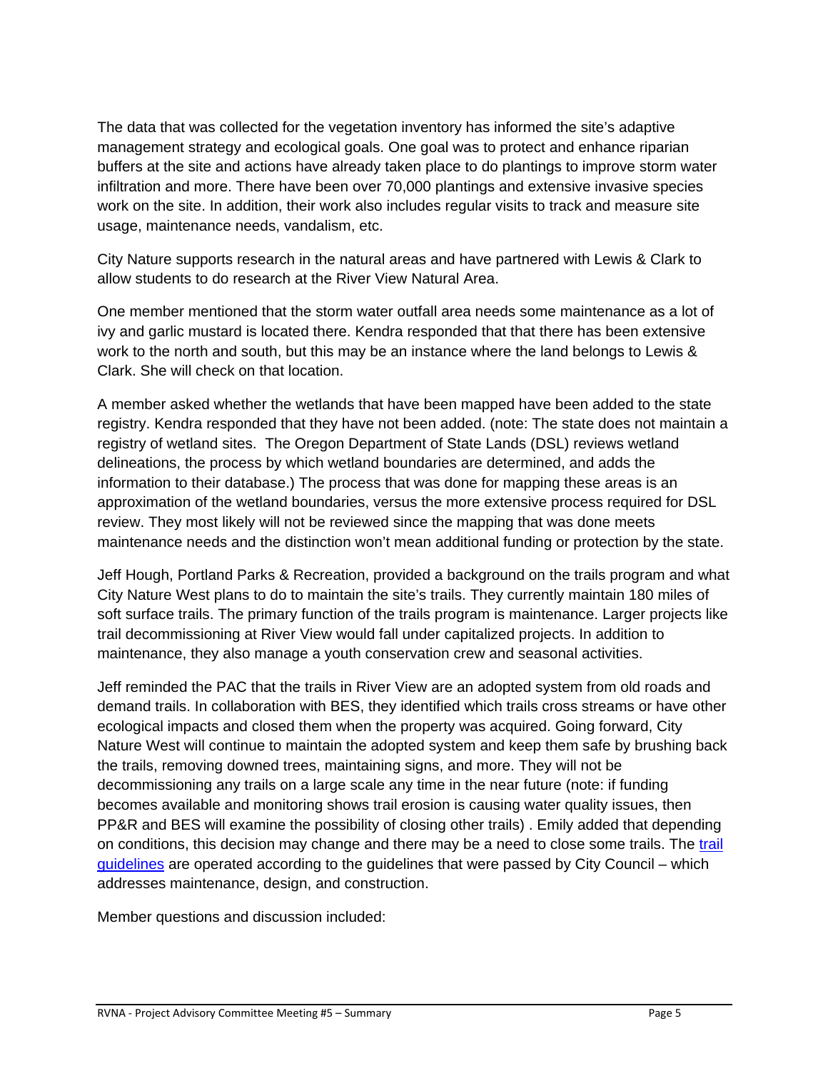The data that was collected for the vegetation inventory has informed the site's adaptive management strategy and ecological goals. One goal was to protect and enhance riparian buffers at the site and actions have already taken place to do plantings to improve storm water infiltration and more. There have been over 70,000 plantings and extensive invasive species work on the site. In addition, their work also includes regular visits to track and measure site usage, maintenance needs, vandalism, etc.

City Nature supports research in the natural areas and have partnered with Lewis & Clark to allow students to do research at the River View Natural Area.

One member mentioned that the storm water outfall area needs some maintenance as a lot of ivy and garlic mustard is located there. Kendra responded that that there has been extensive work to the north and south, but this may be an instance where the land belongs to Lewis & Clark. She will check on that location.

A member asked whether the wetlands that have been mapped have been added to the state registry. Kendra responded that they have not been added. (note: The state does not maintain a registry of wetland sites. The Oregon Department of State Lands (DSL) reviews wetland delineations, the process by which wetland boundaries are determined, and adds the information to their database.) The process that was done for mapping these areas is an approximation of the wetland boundaries, versus the more extensive process required for DSL review. They most likely will not be reviewed since the mapping that was done meets maintenance needs and the distinction won't mean additional funding or protection by the state.

Jeff Hough, Portland Parks & Recreation, provided a background on the trails program and what City Nature West plans to do to maintain the site's trails. They currently maintain 180 miles of soft surface trails. The primary function of the trails program is maintenance. Larger projects like trail decommissioning at River View would fall under capitalized projects. In addition to maintenance, they also manage a youth conservation crew and seasonal activities.

Jeff reminded the PAC that the trails in River View are an adopted system from old roads and demand trails. In collaboration with BES, they identified which trails cross streams or have other ecological impacts and closed them when the property was acquired. Going forward, City Nature West will continue to maintain the adopted system and keep them safe by brushing back the trails, removing downed trees, maintaining signs, and more. They will not be decommissioning any trails on a large scale any time in the near future (note: if funding becomes available and monitoring shows trail erosion is causing water quality issues, then PP&R and BES will examine the possibility of closing other trails) . Emily added that depending on conditions, this decision may change and there may be a need to close some trails. The trail guidelines are operated according to the guidelines that were passed by City Council – which addresses maintenance, design, and construction.

Member questions and discussion included: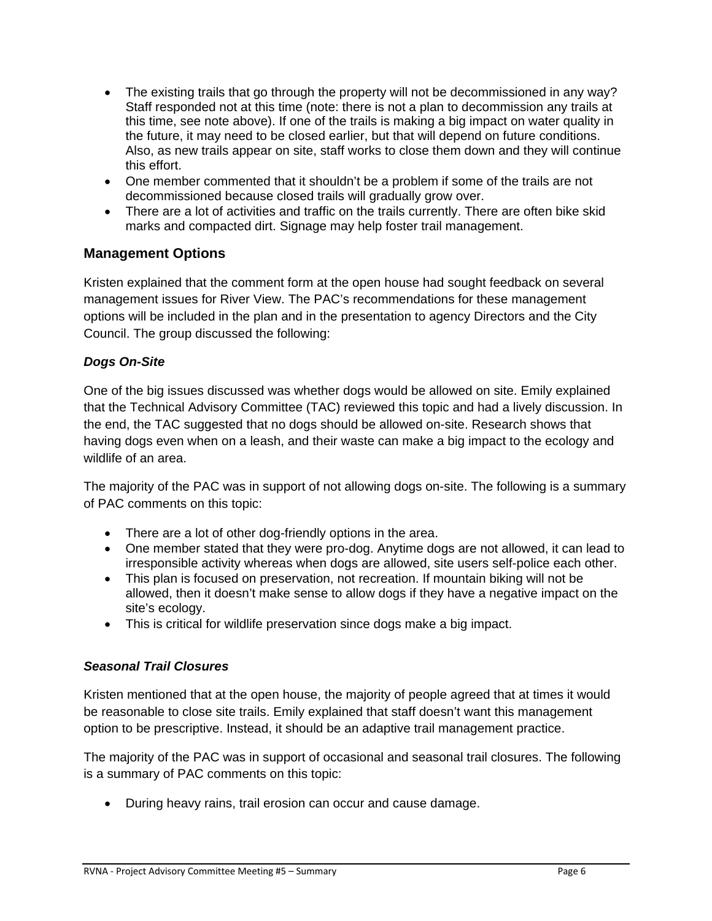- The existing trails that go through the property will not be decommissioned in any way? Staff responded not at this time (note: there is not a plan to decommission any trails at this time, see note above). If one of the trails is making a big impact on water quality in the future, it may need to be closed earlier, but that will depend on future conditions. Also, as new trails appear on site, staff works to close them down and they will continue this effort.
- One member commented that it shouldn't be a problem if some of the trails are not decommissioned because closed trails will gradually grow over.
- There are a lot of activities and traffic on the trails currently. There are often bike skid marks and compacted dirt. Signage may help foster trail management.

## Management Options

Kristen explained that the comment form at the open house had sought feedback on several management issues for River View. The PAC's recommendations for these management options will be included in the plan and in the presentation to agency Directors and the City Council. The group discussed the following:

### *Dogs On-Site*

One of the big issues discussed was whether dogs would be allowed on site. Emily explained that the Technical Advisory Committee (TAC) reviewed this topic and had a lively discussion. In the end, the TAC suggested that no dogs should be allowed on-site. Research shows that having dogs even when on a leash, and their waste can make a big impact to the ecology and wildlife of an area.

The majority of the PAC was in support of not allowing dogs on-site. The following is a summary of PAC comments on this topic:

- There are a lot of other dog-friendly options in the area.
- One member stated that they were pro-dog. Anytime dogs are not allowed, it can lead to irresponsible activity whereas when dogs are allowed, site users self-police each other.
- This plan is focused on preservation, not recreation. If mountain biking will not be allowed, then it doesn't make sense to allow dogs if they have a negative impact on the site's ecology.
- This is critical for wildlife preservation since dogs make a big impact.

### *Seasonal Trail Closures*

Kristen mentioned that at the open house, the majority of people agreed that at times it would be reasonable to close site trails. Emily explained that staff doesn't want this management option to be prescriptive. Instead, it should be an adaptive trail management practice.

The majority of the PAC was in support of occasional and seasonal trail closures. The following is a summary of PAC comments on this topic:

- During heavy rains, trail erosion can occur and cause damage.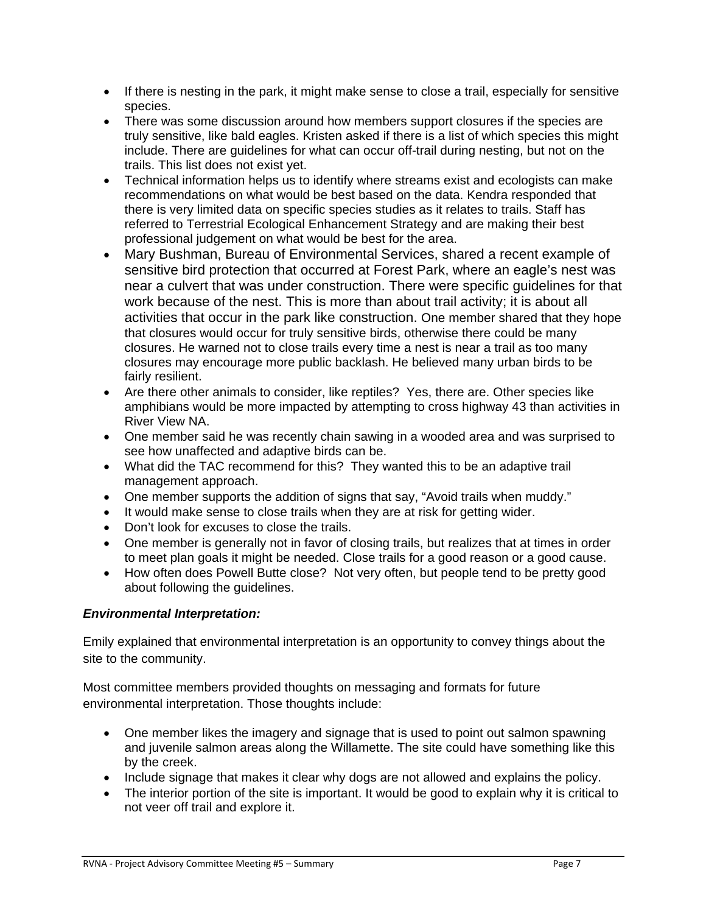- If there is nesting in the park, it might make sense to close a trail, especially for sensitive species.
- There was some discussion around how members support closures if the species are truly sensitive, like bald eagles. Kristen asked if there is a list of which species this might include. There are guidelines for what can occur off-trail during nesting, but not on the trails. This list does not exist yet.
- Technical information helps us to identify where streams exist and ecologists can make recommendations on what would be best based on the data. Kendra responded that there is very limited data on specific species studies as it relates to trails. Staff has referred to Terrestrial Ecological Enhancement Strategy and are making their best professional judgement on what would be best for the area.
- Mary Bushman, Bureau of Environmental Services, shared a recent example of sensitive bird protection that occurred at Forest Park, where an eagle's nest was near a culvert that was under construction. There were specific guidelines for that work because of the nest. This is more than about trail activity; it is about all activities that occur in the park like construction. One member shared that they hope that closures would occur for truly sensitive birds, otherwise there could be many closures. He warned not to close trails every time a nest is near a trail as too many closures may encourage more public backlash. He believed many urban birds to be fairly resilient.
- Are there other animals to consider, like reptiles? Yes, there are. Other species like amphibians would be more impacted by attempting to cross highway 43 than activities in River View NA.
- One member said he was recently chain sawing in a wooded area and was surprised to see how unaffected and adaptive birds can be.
- What did the TAC recommend for this? They wanted this to be an adaptive trail management approach.
- One member supports the addition of signs that say, "Avoid trails when muddy."
- It would make sense to close trails when they are at risk for getting wider.
- Don't look for excuses to close the trails.
- One member is generally not in favor of closing trails, but realizes that at times in order to meet plan goals it might be needed. Close trails for a good reason or a good cause.
- How often does Powell Butte close? Not very often, but people tend to be pretty good about following the guidelines.

***Environmental Interpretation:***

Emily explained that environmental interpretation is an opportunity to convey things about the site to the community.

Most committee members provided thoughts on messaging and formats for future environmental interpretation. Those thoughts include:

- One member likes the imagery and signage that is used to point out salmon spawning and juvenile salmon areas along the Willamette. The site could have something like this by the creek.
- Include signage that makes it clear why dogs are not allowed and explains the policy.
- The interior portion of the site is important. It would be good to explain why it is critical to not veer off trail and explore it.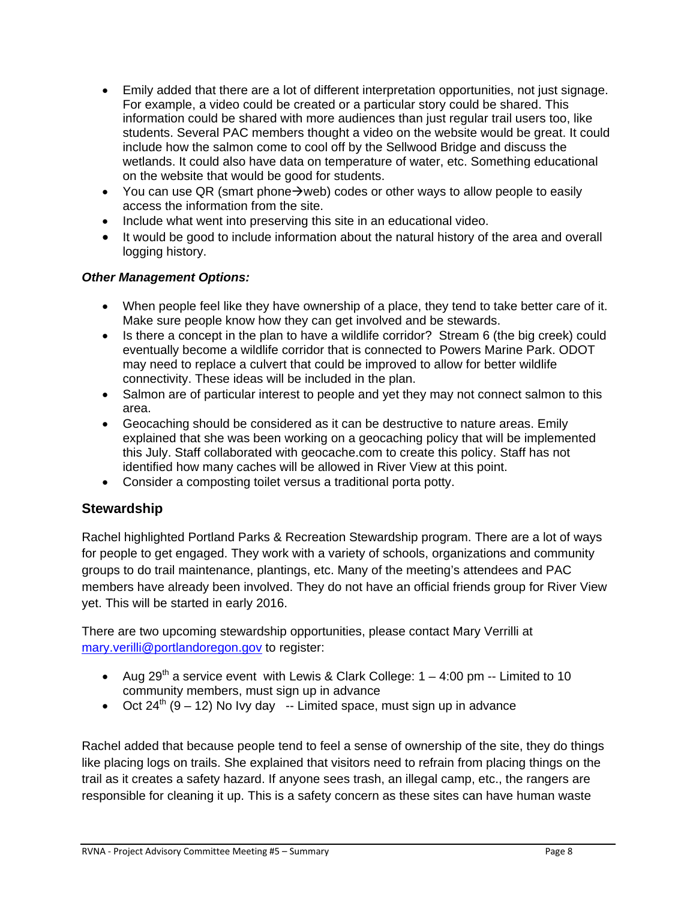- Emily added that there are a lot of different interpretation opportunities, not just signage. For example, a video could be created or a particular story could be shared. This information could be shared with more audiences than just regular trail users too, like students. Several PAC members thought a video on the website would be great. It could include how the salmon come to cool off by the Sellwood Bridge and discuss the wetlands. It could also have data on temperature of water, etc. Something educational on the website that would be good for students.
- You can use QR (smart phone→web) codes or other ways to allow people to easily access the information from the site.
- Include what went into preserving this site in an educational video.
- It would be good to include information about the natural history of the area and overall logging history.

***Other Management Options:***

- When people feel like they have ownership of a place, they tend to take better care of it. Make sure people know how they can get involved and be stewards.
- Is there a concept in the plan to have a wildlife corridor? Stream 6 (the big creek) could eventually become a wildlife corridor that is connected to Powers Marine Park. ODOT may need to replace a culvert that could be improved to allow for better wildlife connectivity. These ideas will be included in the plan.
- Salmon are of particular interest to people and yet they may not connect salmon to this area.
- Geocaching should be considered as it can be destructive to nature areas. Emily explained that she was been working on a geocaching policy that will be implemented this July. Staff collaborated with geocache.com to create this policy. Staff has not identified how many caches will be allowed in River View at this point.
- Consider a composting toilet versus a traditional porta potty.

## Stewardship

Rachel highlighted Portland Parks & Recreation Stewardship program. There are a lot of ways for people to get engaged. They work with a variety of schools, organizations and community groups to do trail maintenance, plantings, etc. Many of the meeting's attendees and PAC members have already been involved. They do not have an official friends group for River View yet. This will be started in early 2016.

There are two upcoming stewardship opportunities, please contact Mary Verrilli at mary.verilli@portlandoregon.gov to register:

- Aug 29th a service event with Lewis & Clark College: 1 – 4:00 pm -- Limited to 10 community members, must sign up in advance
- Oct 24th (9 – 12) No Ivy day -- Limited space, must sign up in advance

Rachel added that because people tend to feel a sense of ownership of the site, they do things like placing logs on trails. She explained that visitors need to refrain from placing things on the trail as it creates a safety hazard. If anyone sees trash, an illegal camp, etc., the rangers are responsible for cleaning it up. This is a safety concern as these sites can have human waste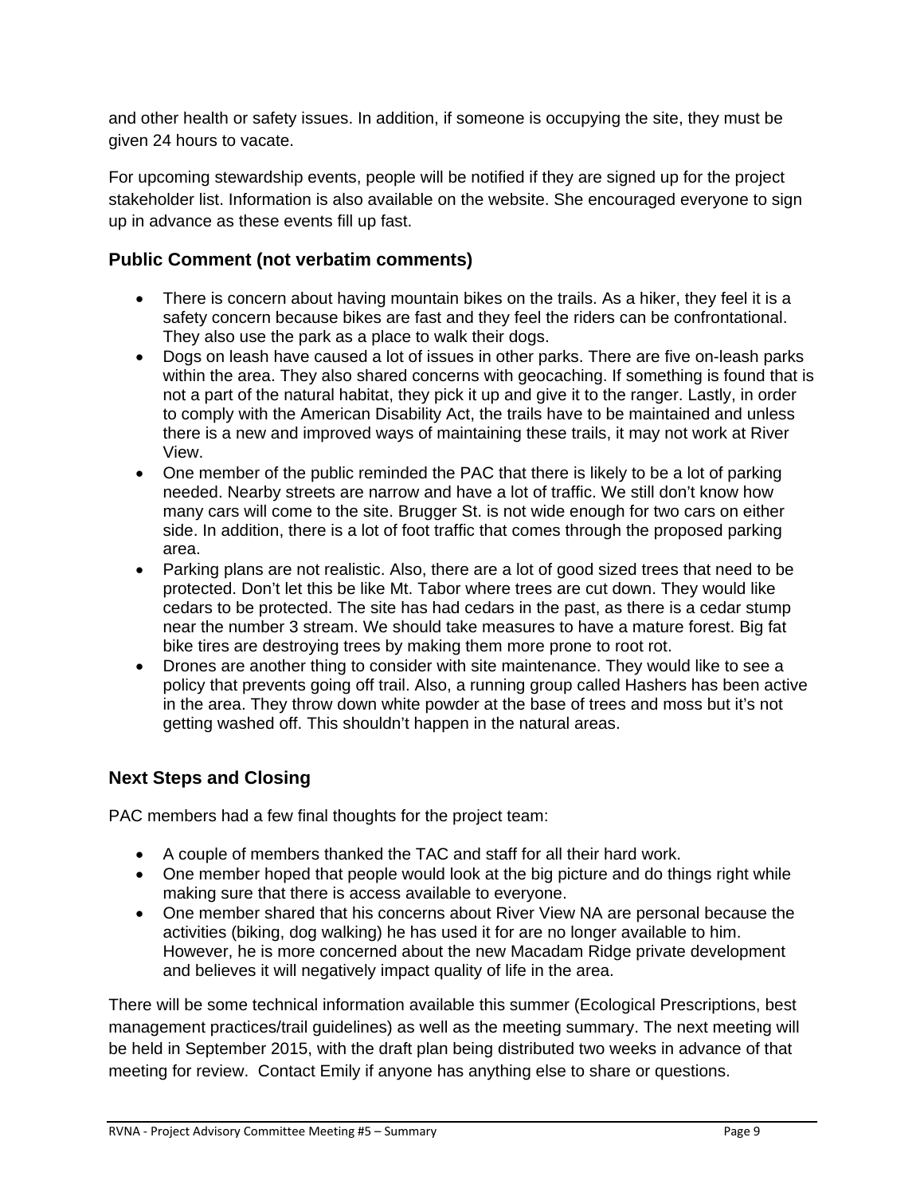and other health or safety issues. In addition, if someone is occupying the site, they must be given 24 hours to vacate.

For upcoming stewardship events, people will be notified if they are signed up for the project stakeholder list. Information is also available on the website. She encouraged everyone to sign up in advance as these events fill up fast.

## Public Comment (not verbatim comments)

- There is concern about having mountain bikes on the trails. As a hiker, they feel it is a safety concern because bikes are fast and they feel the riders can be confrontational. They also use the park as a place to walk their dogs.
- Dogs on leash have caused a lot of issues in other parks. There are five on-leash parks within the area. They also shared concerns with geocaching. If something is found that is not a part of the natural habitat, they pick it up and give it to the ranger. Lastly, in order to comply with the American Disability Act, the trails have to be maintained and unless there is a new and improved ways of maintaining these trails, it may not work at River View.
- One member of the public reminded the PAC that there is likely to be a lot of parking needed. Nearby streets are narrow and have a lot of traffic. We still don't know how many cars will come to the site. Brugger St. is not wide enough for two cars on either side. In addition, there is a lot of foot traffic that comes through the proposed parking area.
- Parking plans are not realistic. Also, there are a lot of good sized trees that need to be protected. Don't let this be like Mt. Tabor where trees are cut down. They would like cedars to be protected. The site has had cedars in the past, as there is a cedar stump near the number 3 stream. We should take measures to have a mature forest. Big fat bike tires are destroying trees by making them more prone to root rot.
- Drones are another thing to consider with site maintenance. They would like to see a policy that prevents going off trail. Also, a running group called Hashers has been active in the area. They throw down white powder at the base of trees and moss but it's not getting washed off. This shouldn't happen in the natural areas.

## Next Steps and Closing

PAC members had a few final thoughts for the project team:

- A couple of members thanked the TAC and staff for all their hard work.
- One member hoped that people would look at the big picture and do things right while making sure that there is access available to everyone.
- One member shared that his concerns about River View NA are personal because the activities (biking, dog walking) he has used it for are no longer available to him. However, he is more concerned about the new Macadam Ridge private development and believes it will negatively impact quality of life in the area.

There will be some technical information available this summer (Ecological Prescriptions, best management practices/trail guidelines) as well as the meeting summary. The next meeting will be held in September 2015, with the draft plan being distributed two weeks in advance of that meeting for review. Contact Emily if anyone has anything else to share or questions.